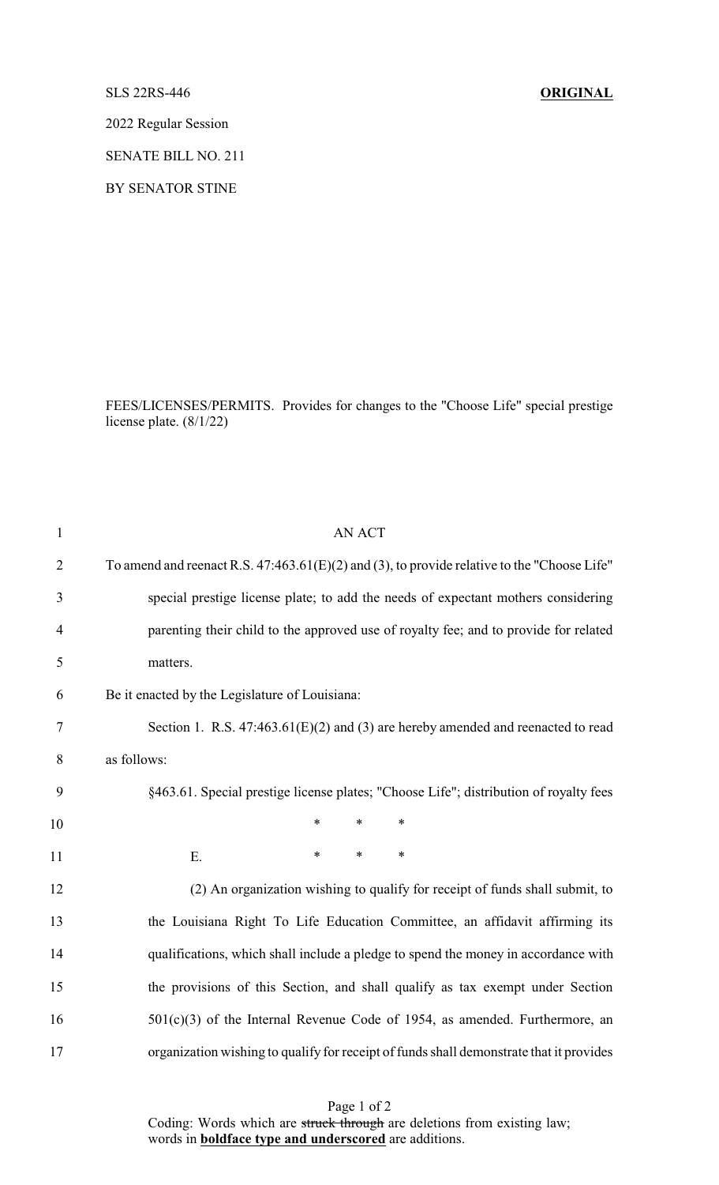SLS 22RS-446 **ORIGINAL**

2022 Regular Session

SENATE BILL NO. 211

BY SENATOR STINE

FEES/LICENSES/PERMITS. Provides for changes to the "Choose Life" special prestige license plate. (8/1/22)

AN ACT

To amend and reenact R.S. 47:463.61(E)(2) and (3), to provide relative to the "Choose Life" special prestige license plate; to add the needs of expectant mothers considering parenting their child to the approved use of royalty fee; and to provide for related matters.

Be it enacted by the Legislature of Louisiana:

Section 1. R.S. 47:463.61(E)(2) and (3) are hereby amended and reenacted to read as follows:

§463.61. Special prestige license plates; "Choose Life"; distribution of royalty fees

\* \* \*

E. \* \* \*

(2) An organization wishing to qualify for receipt of funds shall submit, to the Louisiana Right To Life Education Committee, an affidavit affirming its qualifications, which shall include a pledge to spend the money in accordance with the provisions of this Section, and shall qualify as tax exempt under Section 501(c)(3) of the Internal Revenue Code of 1954, as amended. Furthermore, an organization wishing to qualify for receipt of funds shall demonstrate that it provides

Coding: Words which are ~~struck through~~ are deletions from existing law; words in **boldface type and underscored** are additions.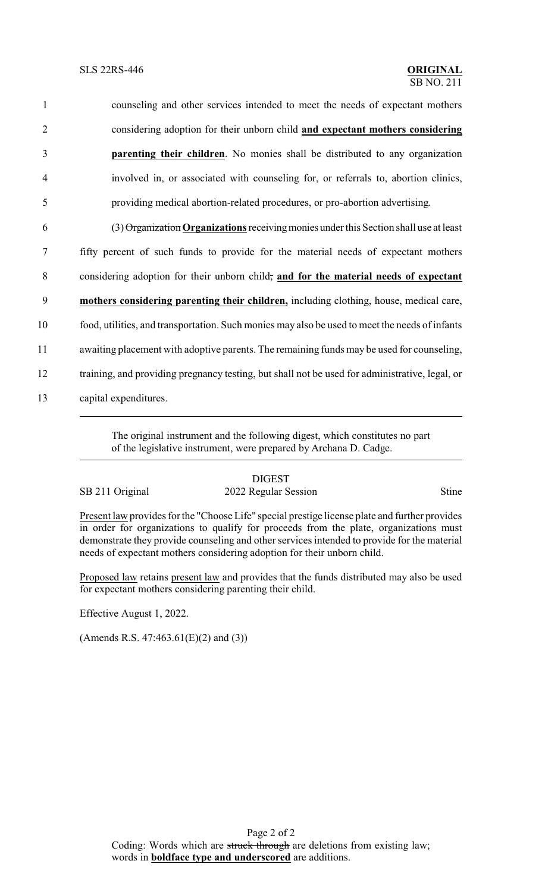counseling and other services intended to meet the needs of expectant mothers considering adoption for their unborn child **and expectant mothers considering parenting their children**. No monies shall be distributed to any organization involved in, or associated with counseling for, or referrals to, abortion clinics, providing medical abortion-related procedures, or pro-abortion advertising.

(3) ~~Organization~~ **Organizations** receiving monies under this Section shall use at least fifty percent of such funds to provide for the material needs of expectant mothers considering adoption for their unborn child~~,~~ **and for the material needs of expectant mothers considering parenting their children,** including clothing, house, medical care, food, utilities, and transportation. Such monies may also be used to meet the needs of infants awaiting placement with adoptive parents. The remaining funds may be used for counseling, training, and providing pregnancy testing, but shall not be used for administrative, legal, or capital expenditures.

---

The original instrument and the following digest, which constitutes no part of the legislative instrument, were prepared by Archana D. Cadge.

---

DIGEST

SB 211 Original — 2022 Regular Session — Stine

Present law provides for the "Choose Life" special prestige license plate and further provides in order for organizations to qualify for proceeds from the plate, organizations must demonstrate they provide counseling and other services intended to provide for the material needs of expectant mothers considering adoption for their unborn child.

Proposed law retains present law and provides that the funds distributed may also be used for expectant mothers considering parenting their child.

Effective August 1, 2022.

(Amends R.S. 47:463.61(E)(2) and (3))

Coding: Words which are ~~struck through~~ are deletions from existing law; words in **boldface type and underscored** are additions.